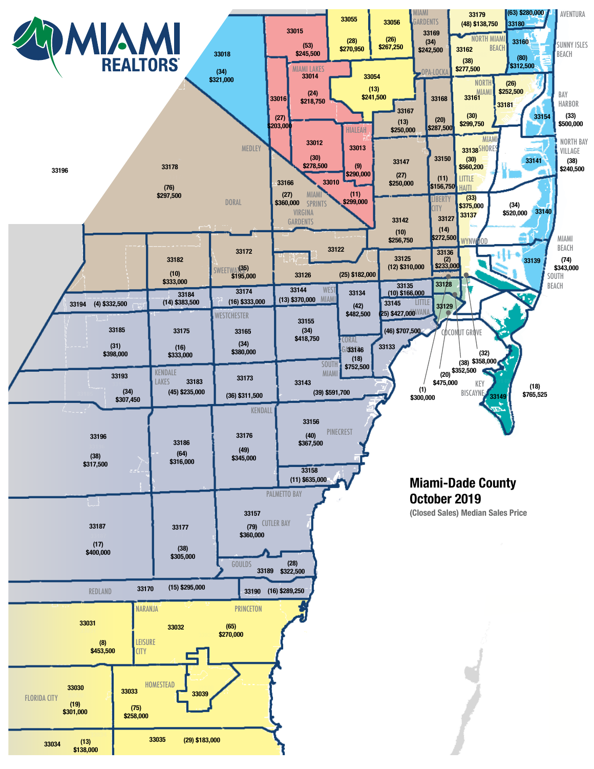# MIAMI REALTORS®

## Miami-Dade County October 2019

**(Closed Sales) Median Sales Price**

| Zip Code | Closed Sales | Median Sales Price |
|---|---|---|
| 33015 | 53 | $245,500 |
| 33055 | 28 | $270,950 |
| 33056 | 26 | $267,250 |
| 33169 | 34 | $242,500 |
| 33179 | 48 | $138,750 |
| 33180 | 63 | $280,000 |
| 33018 | 34 | $321,000 |
| 33014 | 24 | $218,750 |
| 33054 | 13 | $241,500 |
| 33162 | 38 | $277,500 |
| 33160 | 80 | $312,500 |
| 33016 | 27 | $203,000 |
| 33167 | 13 | $250,000 |
| 33168 | 20 | $287,500 |
| 33161 | 30 | $299,750 |
| 33181 | 26 | $252,500 |
| 33154 | 33 | $500,000 |
| 33012 | 30 | $278,500 |
| 33013 | 9 | $290,000 |
| 33010 | 11 | $299,000 |
| 33147 | 27 | $250,000 |
| 33150 | 11 | $156,750 |
| 33138 | 30 | $560,200 |
| 33141 | 38 | $240,500 |
| 33178 | 76 | $297,500 |
| 33166 | 27 | $360,000 |
| 33142 | 10 | $256,750 |
| 33127 | 14 | $272,500 |
| 33137 | 33 | $375,000 |
| 33140 | 34 | $520,000 |
| 33172 | 35 | $195,000 |
| 33122 | | |
| 33182 | 10 | $333,000 |
| 33126 | 25 | $182,000 |
| 33125 | 12 | $310,000 |
| 33136 | 2 | $233,000 |
| 33139 | 74 | $343,000 |
| 33184 | 14 | $383,500 |
| 33174 | 16 | $333,000 |
| 33144 | 13 | $370,000 |
| 33134 | 42 | $482,500 |
| 33135 | 10 | $166,000 |
| 33145 | 25 | $427,000 |
| 33128 | | |
| 33129 | | |
| 33194 | 4 | $332,500 |
| 33185 | 31 | $398,000 |
| 33175 | 16 | $333,000 |
| 33165 | 34 | $380,000 |
| 33155 | 34 | $418,750 |
| 33146 | 18 | $752,500 |
| 33133 | 46 | $707,500 |
| 33193 | 34 | $307,450 |
| 33183 | 45 | $235,000 |
| 33173 | 36 | $311,500 |
| 33143 | 39 | $591,700 |
| 33149 | 18 | $765,525 |
| 33156 | 40 | $367,500 |
| 33196 | 38 | $317,500 |
| 33186 | 64 | $316,000 |
| 33176 | 49 | $345,000 |
| 33158 | 11 | $635,000 |
| 33187 | 17 | $400,000 |
| 33177 | 38 | $305,000 |
| 33157 | 79 | $360,000 |
| 33189 | 28 | $322,500 |
| 33170 | 15 | $295,000 |
| 33190 | 16 | $289,250 |
| 33031 | 8 | $453,500 |
| 33032 | 65 | $270,000 |
| 33030 | 19 | $301,000 |
| 33033 | 75 | $258,000 |
| 33039 | | |
| 33034 | 13 | $138,000 |
| 33035 | 29 | $183,000 |

Downtown / Coconut Grove area callouts: (32) $358,000; (38) $352,500; (20) $475,000; (1) $300,000

Areas labeled: Aventura, Sunny Isles Beach, Bay Harbor, North Bay Village, Miami Beach, South Beach, Key Biscayne, Miami Gardens, North Miami Beach, Opa-Locka, North Miami, Miami Shores, Little Haiti, Liberty City, Wynwood, Hialeah, Miami Lakes, Medley, Doral, Miami Springs, Virginia Gardens, Sweetwater, Westchester, West Miami, Little Havana, Coral Gables, Coconut Grove, South Miami, Kendale Lakes, Kendall, Pinecrest, Palmetto Bay, Cutler Bay, Goulds, Redland, Naranja, Princeton, Leisure City, Homestead, Florida City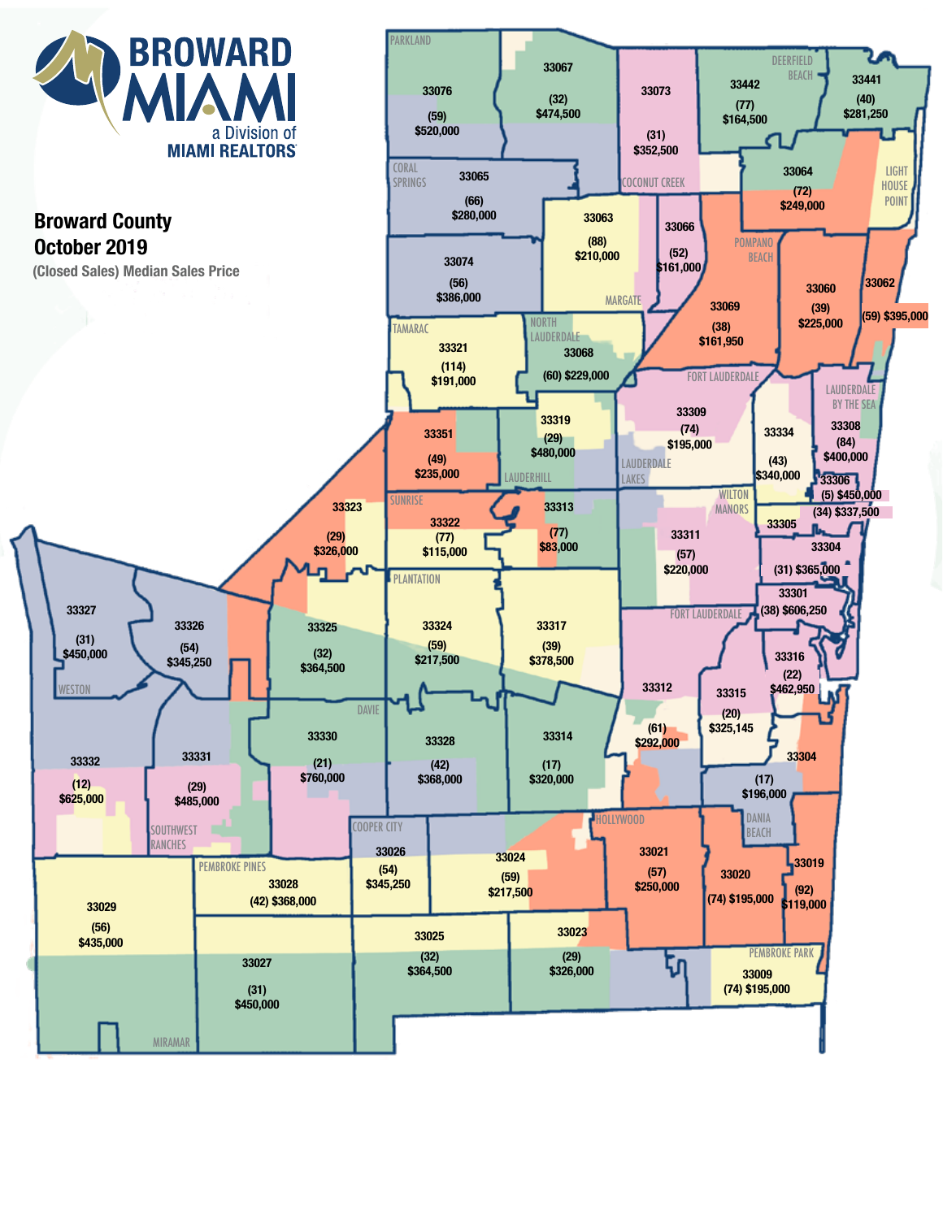# Broward County October 2019

(Closed Sales) Median Sales Price

BROWARD MIAMI a Division of MIAMI REALTORS

| Zip Code | Closed Sales | Median Sales Price |
|---|---|---|
| 33076 | (59) | $520,000 |
| 33067 | (32) | $474,500 |
| 33073 | (31) | $352,500 |
| 33442 | (77) | $164,500 |
| 33441 | (40) | $281,250 |
| 33065 | (66) | $280,000 |
| 33064 | (72) | $249,000 |
| 33063 | (88) | $210,000 |
| 33066 | (52) | $161,000 |
| 33074 | (56) | $386,000 |
| 33069 | (38) | $161,950 |
| 33060 | (39) | $225,000 |
| 33062 | (59) | $395,000 |
| 33321 | (114) | $191,000 |
| 33068 | (60) | $229,000 |
| 33309 | (74) | $195,000 |
| 33334 | (43) | $340,000 |
| 33308 | (84) | $400,000 |
| 33351 | (49) | $235,000 |
| 33319 | (29) | $480,000 |
| 33306 | (5) | $450,000 |
| 33305 | (34) | $337,500 |
| 33323 | (29) | $326,000 |
| 33322 | (77) | $115,000 |
| 33313 | (77) | $83,000 |
| 33311 | (57) | $220,000 |
| 33304 | (31) | $365,000 |
| 33301 | (38) | $606,250 |
| 33327 | (31) | $450,000 |
| 33326 | (54) | $345,250 |
| 33325 | (32) | $364,500 |
| 33324 | (59) | $217,500 |
| 33317 | (39) | $378,500 |
| 33316 | (22) | $462,950 |
| 33312 | (61) | $292,000 |
| 33315 | (20) | $325,145 |
| 33330 | (21) | $760,000 |
| 33328 | (42) | $368,000 |
| 33314 | (17) | $320,000 |
| 33004 | (17) | $196,000 |
| 33332 | (12) | $625,000 |
| 33331 | (29) | $485,000 |
| 33026 | (54) | $345,250 |
| 33024 | (59) | $217,500 |
| 33021 | (57) | $250,000 |
| 33020 | (74) | $195,000 |
| 33019 | (92) | $119,000 |
| 33028 | (42) | $368,000 |
| 33029 | (56) | $435,000 |
| 33025 | (32) | $364,500 |
| 33023 | (29) | $326,000 |
| 33027 | (31) | $450,000 |
| 33009 | (74) | $195,000 |

Areas labeled on map: Parkland, Coral Springs, Coconut Creek, Deerfield Beach, Light House Point, Pompano Beach, Margate, Tamarac, North Lauderdale, Fort Lauderdale, Lauderdale By The Sea, Lauderhill, Lauderdale Lakes, Sunrise, Wilton Manors, Plantation, Weston, Davie, Southwest Ranches, Cooper City, Hollywood, Dania Beach, Pembroke Pines, Pembroke Park, Miramar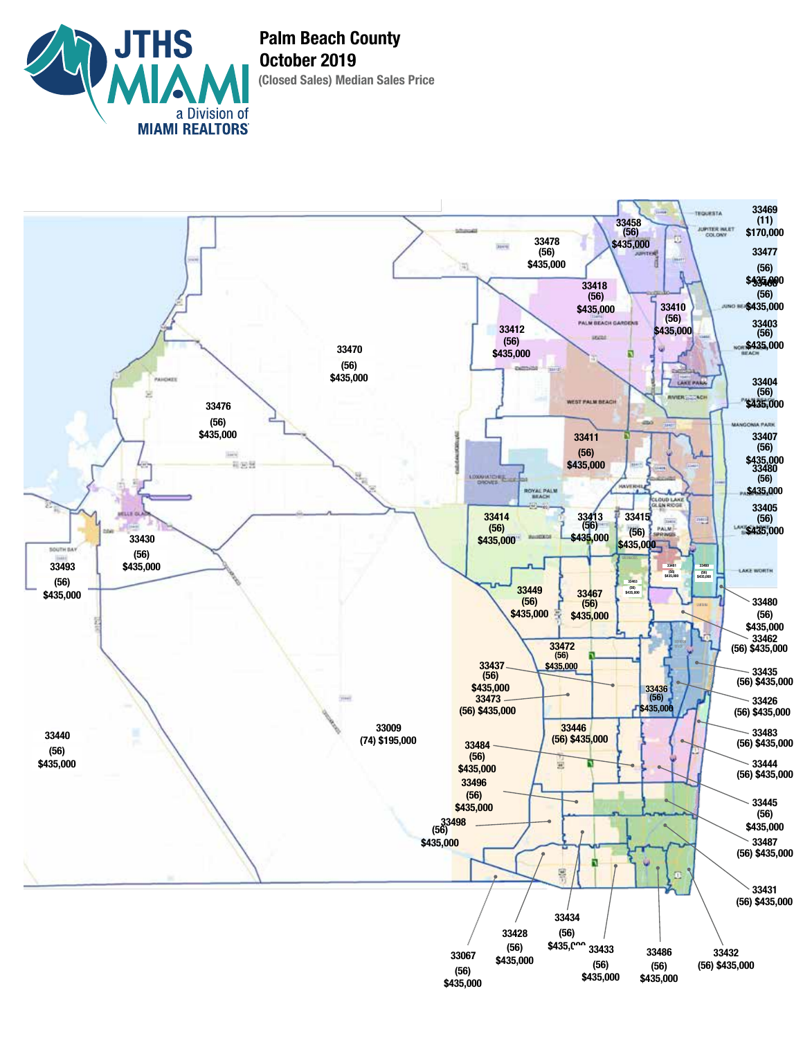# Palm Beach County
## October 2019
### (Closed Sales) Median Sales Price

JTHS MIAMI
a Division of MIAMI REALTORS

| Zip Code | Closed Sales | Median Sales Price |
|---|---|---|
| 33469 | (11) | $170,000 |
| 33458 | (56) | $435,000 |
| 33478 | (56) | $435,000 |
| 33477 | (56) | $435,000 |
| 33408 | (56) | $435,000 |
| 33418 | (56) | $435,000 |
| 33410 | (56) | $435,000 |
| 33403 | (56) | $435,000 |
| 33412 | (56) | $435,000 |
| 33470 | (56) | $435,000 |
| 33404 | (56) | $435,000 |
| 33476 | (56) | $435,000 |
| 33411 | (56) | $435,000 |
| 33407 | (56) | $435,000 |
| 33480 | (56) | $435,000 |
| 33405 | (56) | $435,000 |
| 33414 | (56) | $435,000 |
| 33413 | (56) | $435,000 |
| 33415 | (56) | $435,000 |
| 33430 | (56) | $435,000 |
| 33493 | (56) | $435,000 |
| 33461 | (56) | $435,000 |
| 33460 | (56) | $435,000 |
| 33463 | (56) | $435,000 |
| 33449 | (56) | $435,000 |
| 33467 | (56) | $435,000 |
| 33480 | (56) | $435,000 |
| 33462 | (56) | $435,000 |
| 33472 | (56) | $435,000 |
| 33437 | (56) | $435,000 |
| 33435 | (56) | $435,000 |
| 33436 | (56) | $435,000 |
| 33473 | (56) | $435,000 |
| 33426 | (56) | $435,000 |
| 33009 | (74) | $195,000 |
| 33446 | (56) | $435,000 |
| 33483 | (56) | $435,000 |
| 33440 | (56) | $435,000 |
| 33484 | (56) | $435,000 |
| 33444 | (56) | $435,000 |
| 33496 | (56) | $435,000 |
| 33445 | (56) | $435,000 |
| 33498 | (56) | $435,000 |
| 33487 | (56) | $435,000 |
| 33431 | (56) | $435,000 |
| 33434 | (56) | $435,000 |
| 33428 | (56) | $435,000 |
| 33433 | (56) | $435,000 |
| 33486 | (56) | $435,000 |
| 33432 | (56) | $435,000 |
| 33067 | (56) | $435,000 |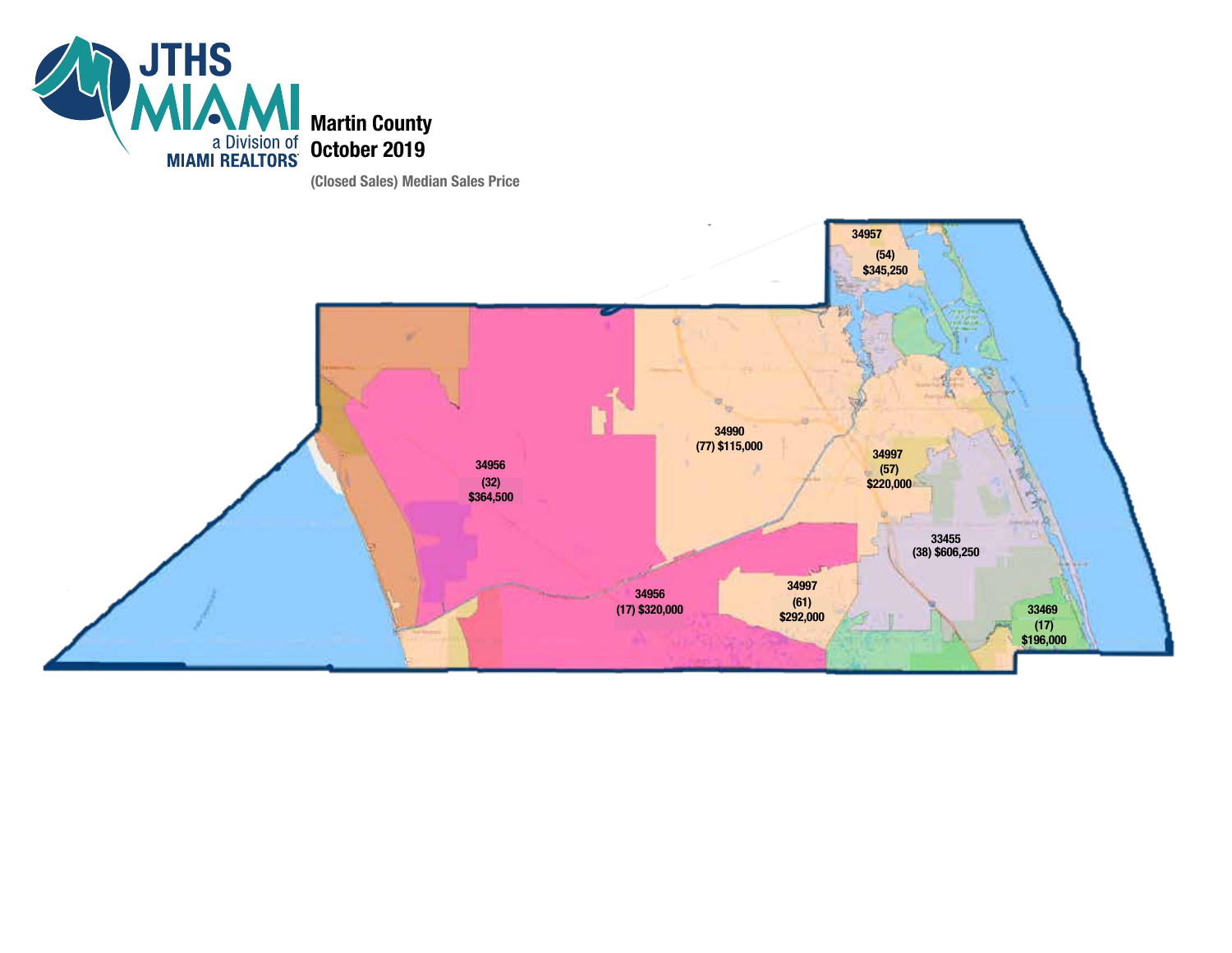JTHS MIAMI
a Division of MIAMI REALTORS

**Martin County**
**October 2019**

(Closed Sales) Median Sales Price

34957
(54)
$345,250

34990
(77) $115,000

34997
(57)
$220,000

34956
(32)
$364,500

33455
(38) $606,250

34956
(17) $320,000

34997
(61)
$292,000

33469
(17)
$196,000